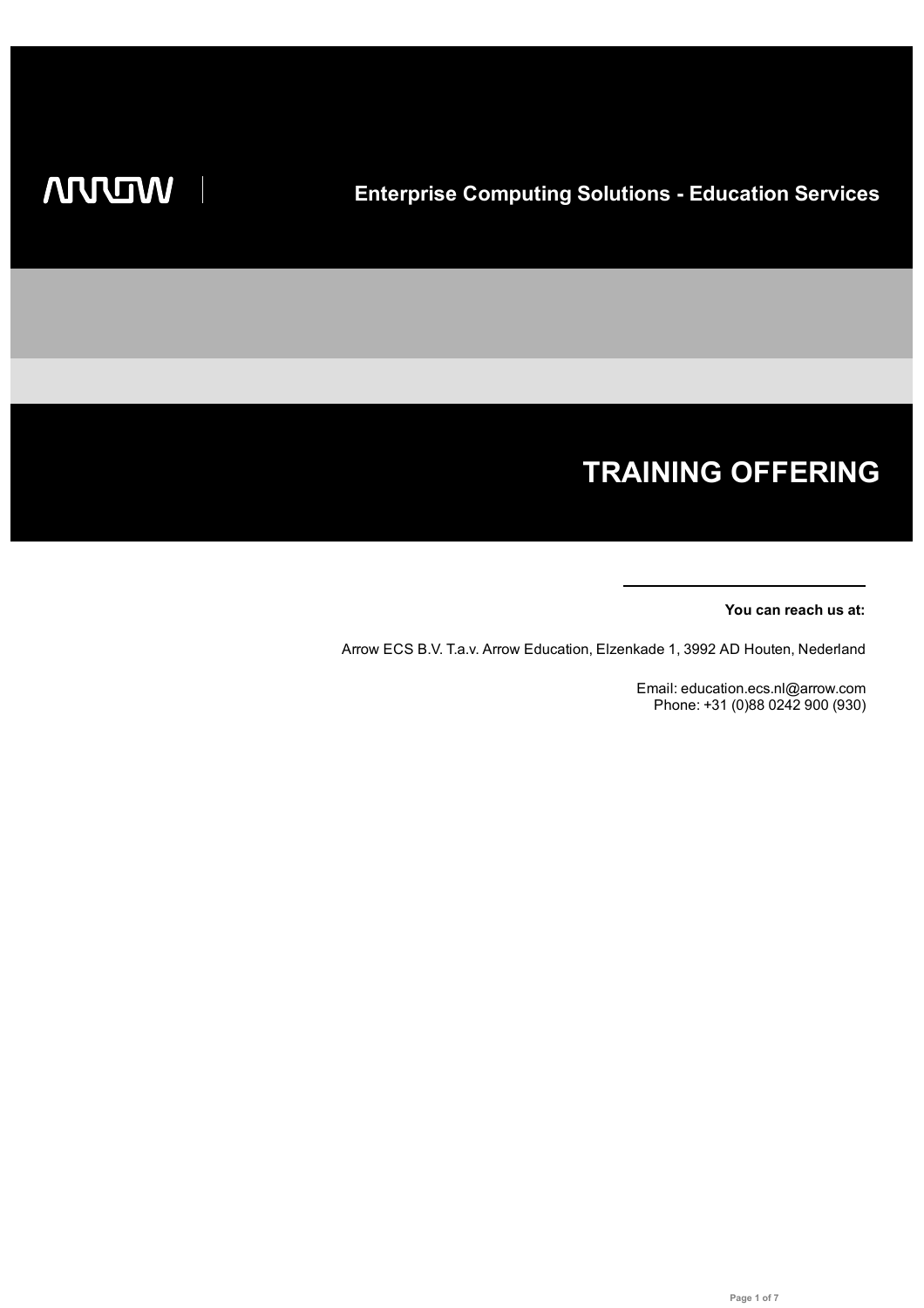ARROW

**Enterprise Computing Solutions - Education Services**

# TRAINING OFFERING

**You can reach us at:**

Arrow ECS B.V. T.a.v. Arrow Education, Elzenkade 1, 3992 AD Houten, Nederland

Email: education.ecs.nl@arrow.com
Phone: +31 (0)88 0242 900 (930)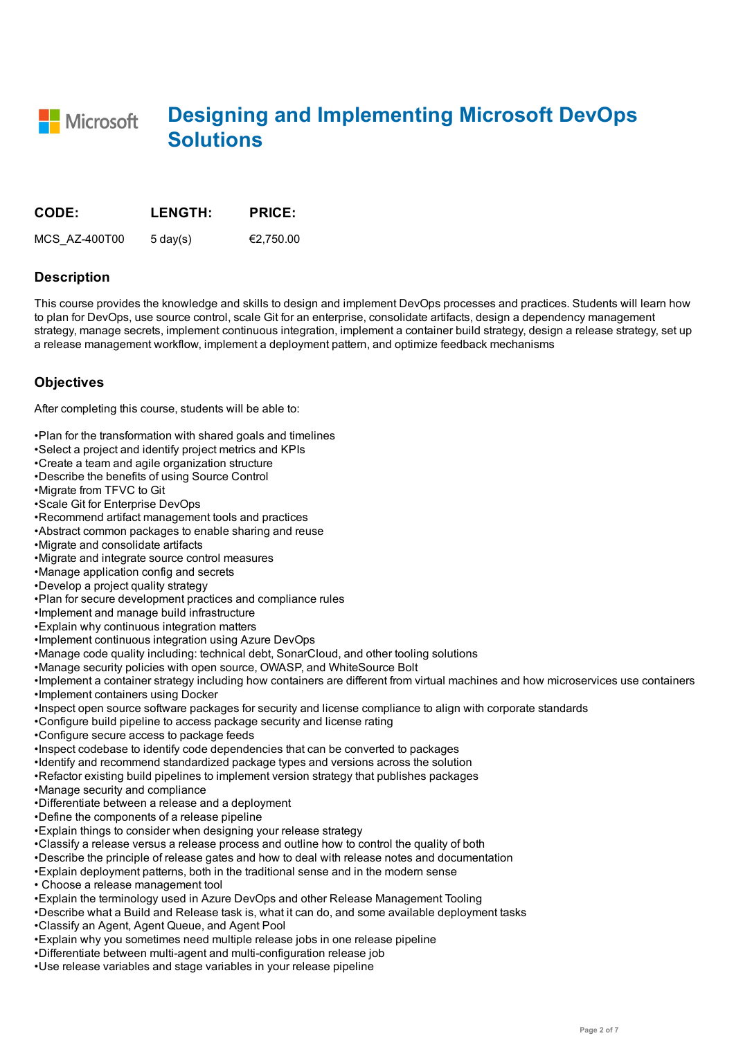# Designing and Implementing Microsoft DevOps Solutions

| CODE: | LENGTH: | PRICE: |
| --- | --- | --- |
| MCS_AZ-400T00 | 5 day(s) | €2,750.00 |

## Description

This course provides the knowledge and skills to design and implement DevOps processes and practices. Students will learn how to plan for DevOps, use source control, scale Git for an enterprise, consolidate artifacts, design a dependency management strategy, manage secrets, implement continuous integration, implement a container build strategy, design a release strategy, set up a release management workflow, implement a deployment pattern, and optimize feedback mechanisms

## Objectives

After completing this course, students will be able to:

•Plan for the transformation with shared goals and timelines
•Select a project and identify project metrics and KPIs
•Create a team and agile organization structure
•Describe the benefits of using Source Control
•Migrate from TFVC to Git
•Scale Git for Enterprise DevOps
•Recommend artifact management tools and practices
•Abstract common packages to enable sharing and reuse
•Migrate and consolidate artifacts
•Migrate and integrate source control measures
•Manage application config and secrets
•Develop a project quality strategy
•Plan for secure development practices and compliance rules
•Implement and manage build infrastructure
•Explain why continuous integration matters
•Implement continuous integration using Azure DevOps
•Manage code quality including: technical debt, SonarCloud, and other tooling solutions
•Manage security policies with open source, OWASP, and WhiteSource Bolt
•Implement a container strategy including how containers are different from virtual machines and how microservices use containers
•Implement containers using Docker
•Inspect open source software packages for security and license compliance to align with corporate standards
•Configure build pipeline to access package security and license rating
•Configure secure access to package feeds
•Inspect codebase to identify code dependencies that can be converted to packages
•Identify and recommend standardized package types and versions across the solution
•Refactor existing build pipelines to implement version strategy that publishes packages
•Manage security and compliance
•Differentiate between a release and a deployment
•Define the components of a release pipeline
•Explain things to consider when designing your release strategy
•Classify a release versus a release process and outline how to control the quality of both
•Describe the principle of release gates and how to deal with release notes and documentation
•Explain deployment patterns, both in the traditional sense and in the modern sense
• Choose a release management tool
•Explain the terminology used in Azure DevOps and other Release Management Tooling
•Describe what a Build and Release task is, what it can do, and some available deployment tasks
•Classify an Agent, Agent Queue, and Agent Pool
•Explain why you sometimes need multiple release jobs in one release pipeline
•Differentiate between multi-agent and multi-configuration release job
•Use release variables and stage variables in your release pipeline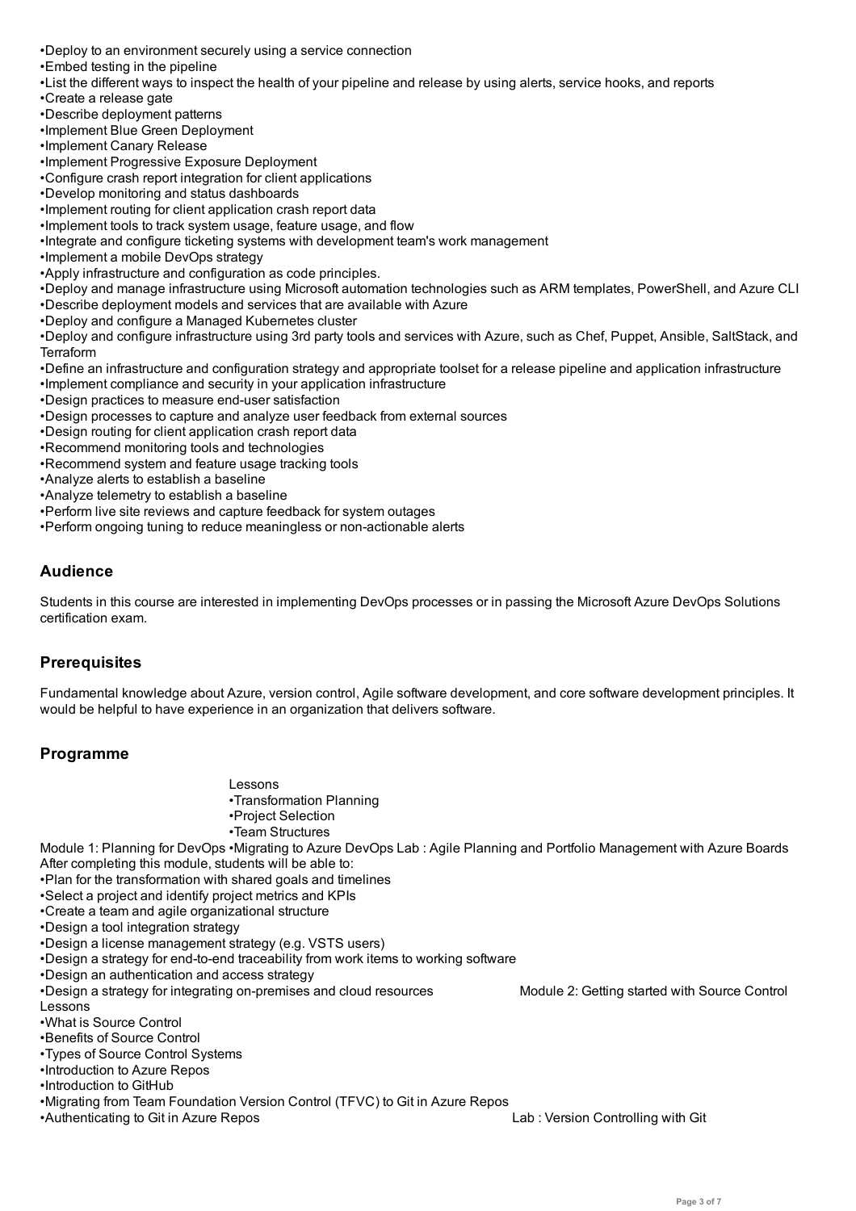•Deploy to an environment securely using a service connection
•Embed testing in the pipeline
•List the different ways to inspect the health of your pipeline and release by using alerts, service hooks, and reports
•Create a release gate
•Describe deployment patterns
•Implement Blue Green Deployment
•Implement Canary Release
•Implement Progressive Exposure Deployment
•Configure crash report integration for client applications
•Develop monitoring and status dashboards
•Implement routing for client application crash report data
•Implement tools to track system usage, feature usage, and flow
•Integrate and configure ticketing systems with development team's work management
•Implement a mobile DevOps strategy
•Apply infrastructure and configuration as code principles.
•Deploy and manage infrastructure using Microsoft automation technologies such as ARM templates, PowerShell, and Azure CLI
•Describe deployment models and services that are available with Azure
•Deploy and configure a Managed Kubernetes cluster
•Deploy and configure infrastructure using 3rd party tools and services with Azure, such as Chef, Puppet, Ansible, SaltStack, and Terraform
•Define an infrastructure and configuration strategy and appropriate toolset for a release pipeline and application infrastructure
•Implement compliance and security in your application infrastructure
•Design practices to measure end-user satisfaction
•Design processes to capture and analyze user feedback from external sources
•Design routing for client application crash report data
•Recommend monitoring tools and technologies
•Recommend system and feature usage tracking tools
•Analyze alerts to establish a baseline
•Analyze telemetry to establish a baseline
•Perform live site reviews and capture feedback for system outages
•Perform ongoing tuning to reduce meaningless or non-actionable alerts

## Audience

Students in this course are interested in implementing DevOps processes or in passing the Microsoft Azure DevOps Solutions certification exam.

## Prerequisites

Fundamental knowledge about Azure, version control, Agile software development, and core software development principles. It would be helpful to have experience in an organization that delivers software.

## Programme

Module 1: Planning for DevOps

Lessons
•Transformation Planning
•Project Selection
•Team Structures
•Migrating to Azure DevOps

Lab : Agile Planning and Portfolio Management with Azure Boards

After completing this module, students will be able to:
•Plan for the transformation with shared goals and timelines
•Select a project and identify project metrics and KPIs
•Create a team and agile organizational structure
•Design a tool integration strategy
•Design a license management strategy (e.g. VSTS users)
•Design a strategy for end-to-end traceability from work items to working software
•Design an authentication and access strategy
•Design a strategy for integrating on-premises and cloud resources

Module 2: Getting started with Source Control

Lessons
•What is Source Control
•Benefits of Source Control
•Types of Source Control Systems
•Introduction to Azure Repos
•Introduction to GitHub
•Migrating from Team Foundation Version Control (TFVC) to Git in Azure Repos
•Authenticating to Git in Azure Repos

Lab : Version Controlling with Git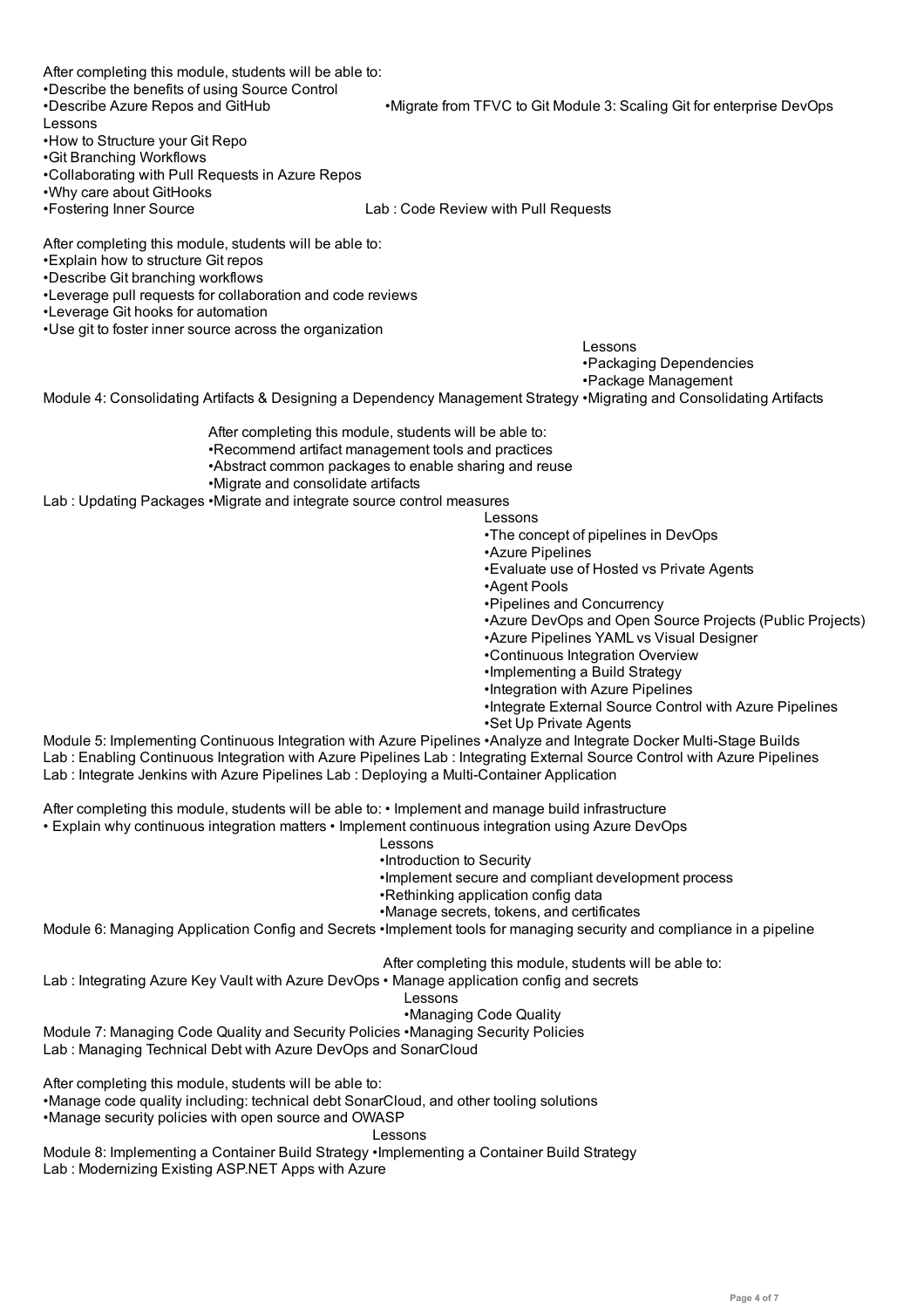After completing this module, students will be able to:

- Describe the benefits of using Source Control
- Describe Azure Repos and GitHub
- Migrate from TFVC to Git

## Module 3: Scaling Git for enterprise DevOps

Lessons

- How to Structure your Git Repo
- Git Branching Workflows
- Collaborating with Pull Requests in Azure Repos
- Why care about GitHooks
- Fostering Inner Source

Lab : Code Review with Pull Requests

After completing this module, students will be able to:

- Explain how to structure Git repos
- Describe Git branching workflows
- Leverage pull requests for collaboration and code reviews
- Leverage Git hooks for automation
- Use git to foster inner source across the organization

## Module 4: Consolidating Artifacts & Designing a Dependency Management Strategy

Lessons

- Packaging Dependencies
- Package Management
- Migrating and Consolidating Artifacts

Lab : Updating Packages

After completing this module, students will be able to:

- Recommend artifact management tools and practices
- Abstract common packages to enable sharing and reuse
- Migrate and consolidate artifacts
- Migrate and integrate source control measures

## Module 5: Implementing Continuous Integration with Azure Pipelines

Lessons

- The concept of pipelines in DevOps
- Azure Pipelines
- Evaluate use of Hosted vs Private Agents
- Agent Pools
- Pipelines and Concurrency
- Azure DevOps and Open Source Projects (Public Projects)
- Azure Pipelines YAML vs Visual Designer
- Continuous Integration Overview
- Implementing a Build Strategy
- Integration with Azure Pipelines
- Integrate External Source Control with Azure Pipelines
- Set Up Private Agents
- Analyze and Integrate Docker Multi-Stage Builds

Lab : Enabling Continuous Integration with Azure Pipelines
Lab : Integrating External Source Control with Azure Pipelines
Lab : Integrate Jenkins with Azure Pipelines
Lab : Deploying a Multi-Container Application

After completing this module, students will be able to:

- Implement and manage build infrastructure
- Explain why continuous integration matters
- Implement continuous integration using Azure DevOps

## Module 6: Managing Application Config and Secrets

Lessons

- Introduction to Security
- Implement secure and compliant development process
- Rethinking application config data
- Manage secrets, tokens, and certificates
- Implement tools for managing security and compliance in a pipeline

Lab : Integrating Azure Key Vault with Azure DevOps

After completing this module, students will be able to:

- Manage application config and secrets

## Module 7: Managing Code Quality and Security Policies

Lessons

- Managing Code Quality
- Managing Security Policies

Lab : Managing Technical Debt with Azure DevOps and SonarCloud

After completing this module, students will be able to:

- Manage code quality including: technical debt SonarCloud, and other tooling solutions
- Manage security policies with open source and OWASP

## Module 8: Implementing a Container Build Strategy

Lessons

- Implementing a Container Build Strategy

Lab : Modernizing Existing ASP.NET Apps with Azure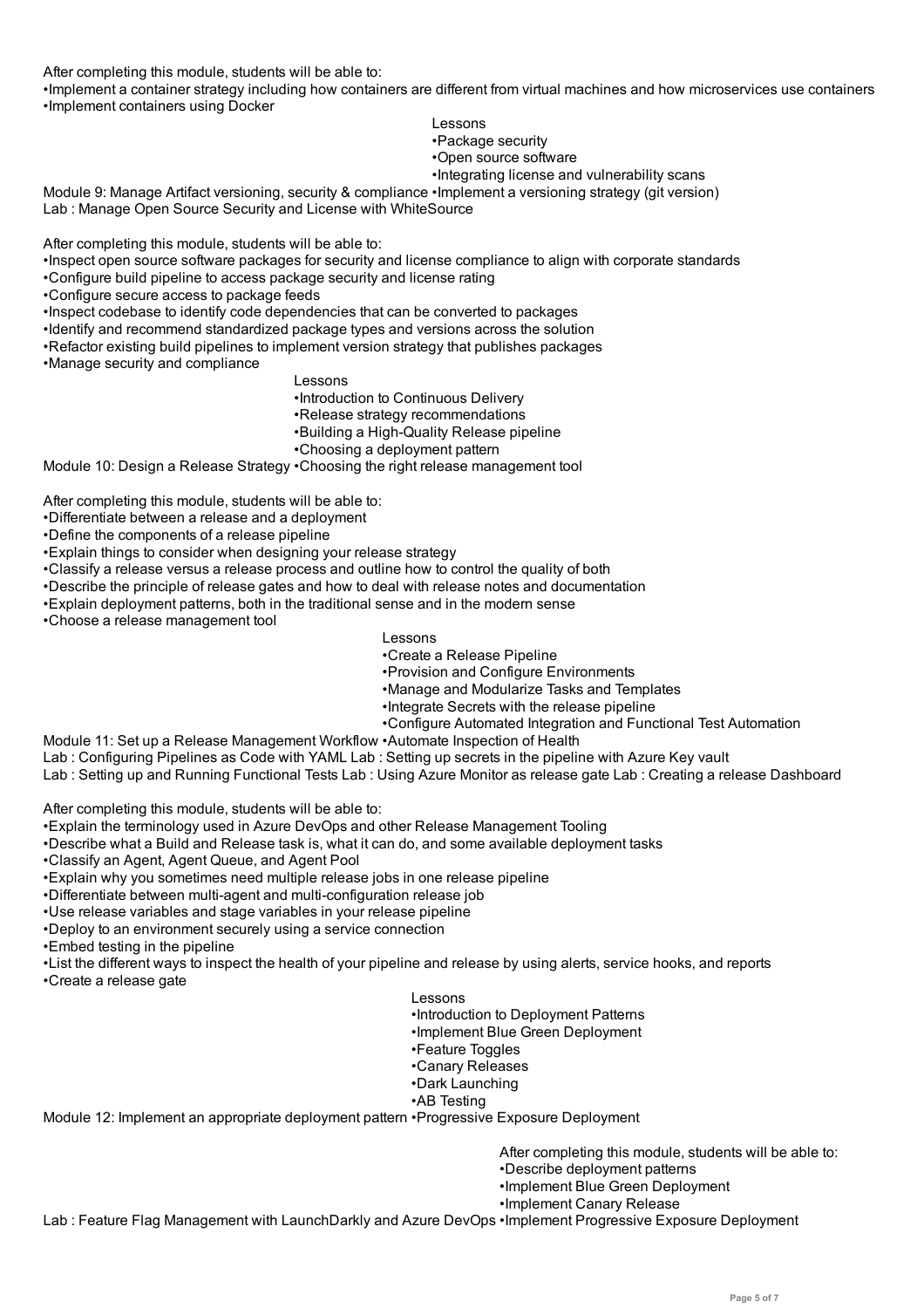After completing this module, students will be able to:

- Implement a container strategy including how containers are different from virtual machines and how microservices use containers
- Implement containers using Docker

## Module 9: Manage Artifact versioning, security & compliance

Lessons

- Package security
- Open source software
- Integrating license and vulnerability scans
- Implement a versioning strategy (git version)

Lab : Manage Open Source Security and License with WhiteSource

After completing this module, students will be able to:

- Inspect open source software packages for security and license compliance to align with corporate standards
- Configure build pipeline to access package security and license rating
- Configure secure access to package feeds
- Inspect codebase to identify code dependencies that can be converted to packages
- Identify and recommend standardized package types and versions across the solution
- Refactor existing build pipelines to implement version strategy that publishes packages
- Manage security and compliance

## Module 10: Design a Release Strategy

Lessons

- Introduction to Continuous Delivery
- Release strategy recommendations
- Building a High-Quality Release pipeline
- Choosing a deployment pattern
- Choosing the right release management tool

After completing this module, students will be able to:

- Differentiate between a release and a deployment
- Define the components of a release pipeline
- Explain things to consider when designing your release strategy
- Classify a release versus a release process and outline how to control the quality of both
- Describe the principle of release gates and how to deal with release notes and documentation
- Explain deployment patterns, both in the traditional sense and in the modern sense
- Choose a release management tool

## Module 11: Set up a Release Management Workflow

Lessons

- Create a Release Pipeline
- Provision and Configure Environments
- Manage and Modularize Tasks and Templates
- Integrate Secrets with the release pipeline
- Configure Automated Integration and Functional Test Automation
- Automate Inspection of Health

Lab : Configuring Pipelines as Code with YAML Lab : Setting up secrets in the pipeline with Azure Key vault
Lab : Setting up and Running Functional Tests Lab : Using Azure Monitor as release gate Lab : Creating a release Dashboard

After completing this module, students will be able to:

- Explain the terminology used in Azure DevOps and other Release Management Tooling
- Describe what a Build and Release task is, what it can do, and some available deployment tasks
- Classify an Agent, Agent Queue, and Agent Pool
- Explain why you sometimes need multiple release jobs in one release pipeline
- Differentiate between multi-agent and multi-configuration release job
- Use release variables and stage variables in your release pipeline
- Deploy to an environment securely using a service connection
- Embed testing in the pipeline
- List the different ways to inspect the health of your pipeline and release by using alerts, service hooks, and reports
- Create a release gate

## Module 12: Implement an appropriate deployment pattern

Lessons

- Introduction to Deployment Patterns
- Implement Blue Green Deployment
- Feature Toggles
- Canary Releases
- Dark Launching
- AB Testing
- Progressive Exposure Deployment

Lab : Feature Flag Management with LaunchDarkly and Azure DevOps

After completing this module, students will be able to:

- Describe deployment patterns
- Implement Blue Green Deployment
- Implement Canary Release
- Implement Progressive Exposure Deployment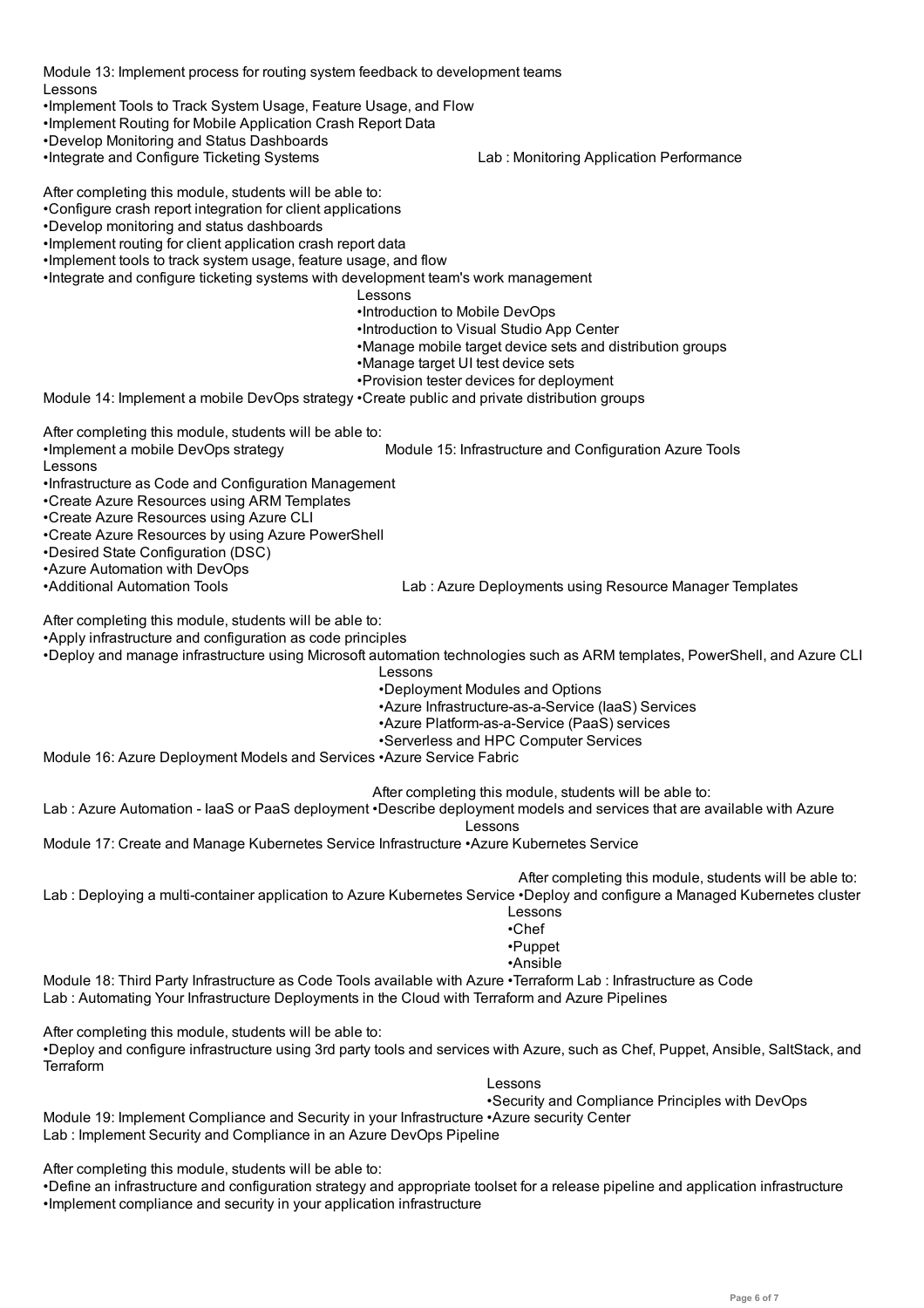Module 13: Implement process for routing system feedback to development teams

Lessons

- Implement Tools to Track System Usage, Feature Usage, and Flow
- Implement Routing for Mobile Application Crash Report Data
- Develop Monitoring and Status Dashboards
- Integrate and Configure Ticketing Systems

Lab : Monitoring Application Performance

After completing this module, students will be able to:

- Configure crash report integration for client applications
- Develop monitoring and status dashboards
- Implement routing for client application crash report data
- Implement tools to track system usage, feature usage, and flow
- Integrate and configure ticketing systems with development team's work management

Module 14: Implement a mobile DevOps strategy

Lessons

- Introduction to Mobile DevOps
- Introduction to Visual Studio App Center
- Manage mobile target device sets and distribution groups
- Manage target UI test device sets
- Provision tester devices for deployment
- Create public and private distribution groups

After completing this module, students will be able to:

- Implement a mobile DevOps strategy

Module 15: Infrastructure and Configuration Azure Tools

Lessons

- Infrastructure as Code and Configuration Management
- Create Azure Resources using ARM Templates
- Create Azure Resources using Azure CLI
- Create Azure Resources by using Azure PowerShell
- Desired State Configuration (DSC)
- Azure Automation with DevOps
- Additional Automation Tools

Lab : Azure Deployments using Resource Manager Templates

After completing this module, students will be able to:

- Apply infrastructure and configuration as code principles
- Deploy and manage infrastructure using Microsoft automation technologies such as ARM templates, PowerShell, and Azure CLI

Module 16: Azure Deployment Models and Services

Lessons

- Deployment Modules and Options
- Azure Infrastructure-as-a-Service (IaaS) Services
- Azure Platform-as-a-Service (PaaS) services
- Serverless and HPC Computer Services
- Azure Service Fabric

Lab : Azure Automation - IaaS or PaaS deployment

After completing this module, students will be able to:

- Describe deployment models and services that are available with Azure

Module 17: Create and Manage Kubernetes Service Infrastructure

Lessons

- Azure Kubernetes Service

Lab : Deploying a multi-container application to Azure Kubernetes Service

After completing this module, students will be able to:

- Deploy and configure a Managed Kubernetes cluster

Module 18: Third Party Infrastructure as Code Tools available with Azure

Lessons

- Chef
- Puppet
- Ansible
- Terraform

Lab : Infrastructure as Code

Lab : Automating Your Infrastructure Deployments in the Cloud with Terraform and Azure Pipelines

After completing this module, students will be able to:

- Deploy and configure infrastructure using 3rd party tools and services with Azure, such as Chef, Puppet, Ansible, SaltStack, and Terraform

Module 19: Implement Compliance and Security in your Infrastructure

Lessons

- Security and Compliance Principles with DevOps
- Azure security Center

Lab : Implement Security and Compliance in an Azure DevOps Pipeline

After completing this module, students will be able to:

- Define an infrastructure and configuration strategy and appropriate toolset for a release pipeline and application infrastructure
- Implement compliance and security in your application infrastructure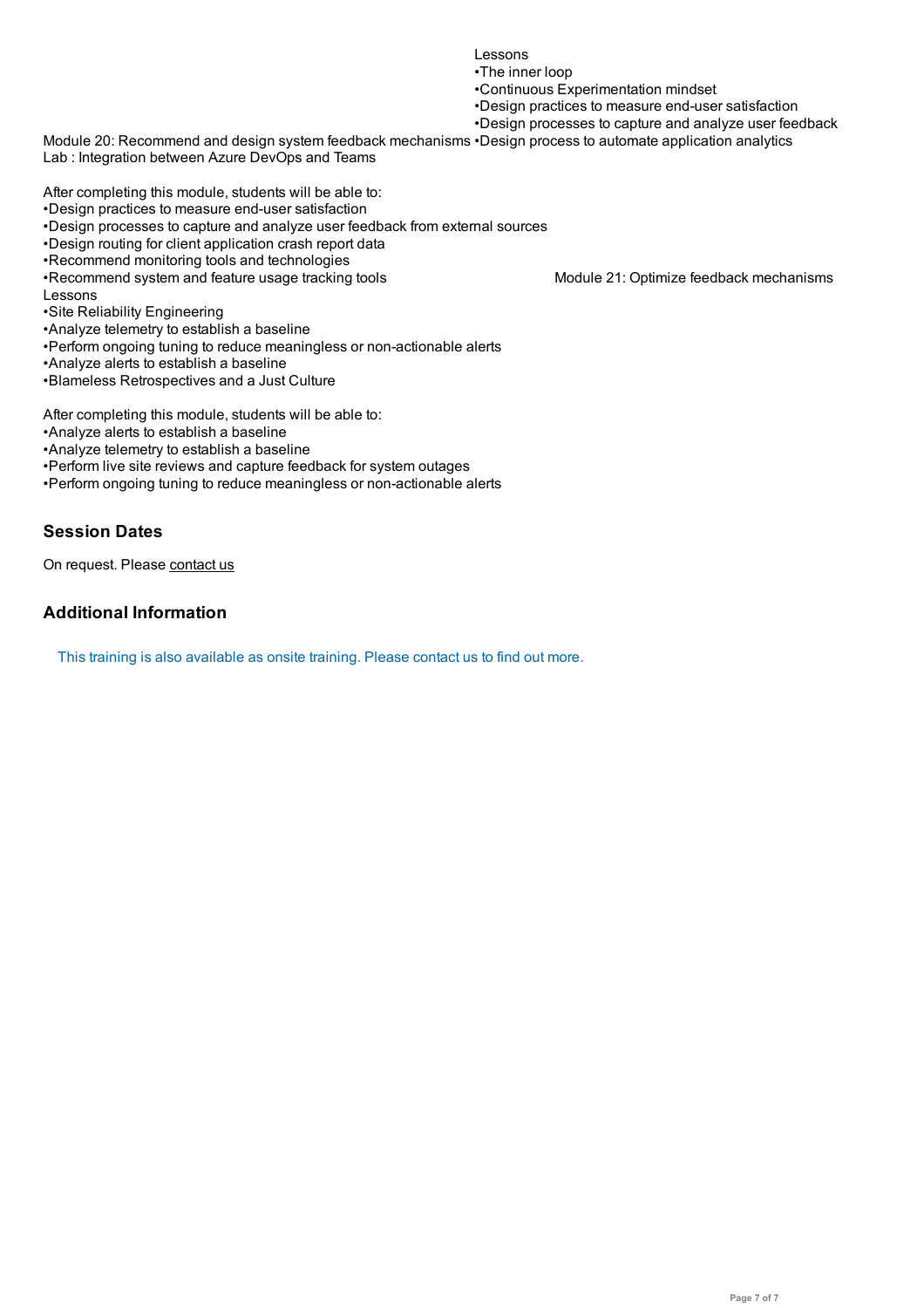Lessons

- The inner loop
- Continuous Experimentation mindset
- Design practices to measure end-user satisfaction
- Design processes to capture and analyze user feedback
- Design process to automate application analytics

Module 20: Recommend and design system feedback mechanisms

Lab : Integration between Azure DevOps and Teams

After completing this module, students will be able to:

- Design practices to measure end-user satisfaction
- Design processes to capture and analyze user feedback from external sources
- Design routing for client application crash report data
- Recommend monitoring tools and technologies
- Recommend system and feature usage tracking tools

Module 21: Optimize feedback mechanisms

Lessons

- Site Reliability Engineering
- Analyze telemetry to establish a baseline
- Perform ongoing tuning to reduce meaningless or non-actionable alerts
- Analyze alerts to establish a baseline
- Blameless Retrospectives and a Just Culture

After completing this module, students will be able to:

- Analyze alerts to establish a baseline
- Analyze telemetry to establish a baseline
- Perform live site reviews and capture feedback for system outages
- Perform ongoing tuning to reduce meaningless or non-actionable alerts

## Session Dates

On request. Please contact us

## Additional Information

This training is also available as onsite training. Please contact us to find out more.